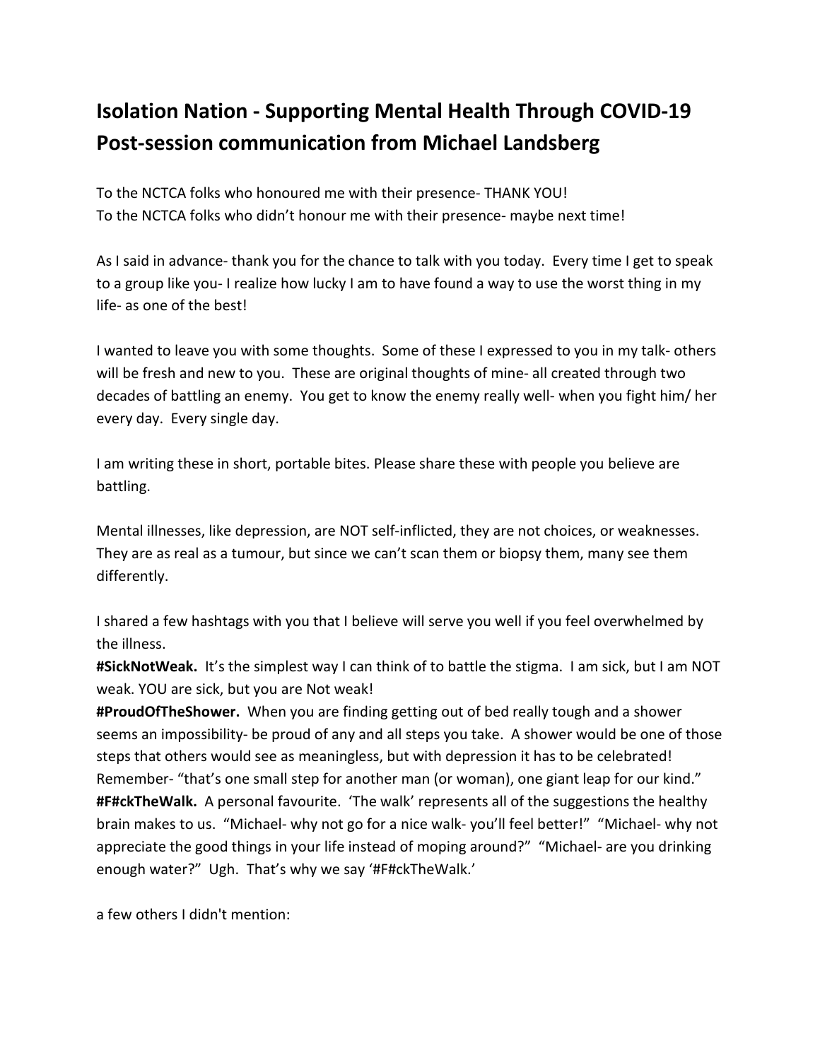# Isolation Nation - Supporting Mental Health Through COVID-19
# Post-session communication from Michael Landsberg

To the NCTCA folks who honoured me with their presence- THANK YOU!
To the NCTCA folks who didn't honour me with their presence- maybe next time!

As I said in advance- thank you for the chance to talk with you today. Every time I get to speak to a group like you- I realize how lucky I am to have found a way to use the worst thing in my life- as one of the best!

I wanted to leave you with some thoughts. Some of these I expressed to you in my talk- others will be fresh and new to you. These are original thoughts of mine- all created through two decades of battling an enemy. You get to know the enemy really well- when you fight him/ her every day. Every single day.

I am writing these in short, portable bites. Please share these with people you believe are battling.

Mental illnesses, like depression, are NOT self-inflicted, they are not choices, or weaknesses. They are as real as a tumour, but since we can't scan them or biopsy them, many see them differently.

I shared a few hashtags with you that I believe will serve you well if you feel overwhelmed by the illness.
**#SickNotWeak.** It's the simplest way I can think of to battle the stigma. I am sick, but I am NOT weak. YOU are sick, but you are Not weak!
**#ProudOfTheShower.** When you are finding getting out of bed really tough and a shower seems an impossibility- be proud of any and all steps you take. A shower would be one of those steps that others would see as meaningless, but with depression it has to be celebrated! Remember- "that's one small step for another man (or woman), one giant leap for our kind."
**#F#ckTheWalk.** A personal favourite. 'The walk' represents all of the suggestions the healthy brain makes to us. "Michael- why not go for a nice walk- you'll feel better!" "Michael- why not appreciate the good things in your life instead of moping around?" "Michael- are you drinking enough water?" Ugh. That's why we say '#F#ckTheWalk.'

a few others I didn't mention: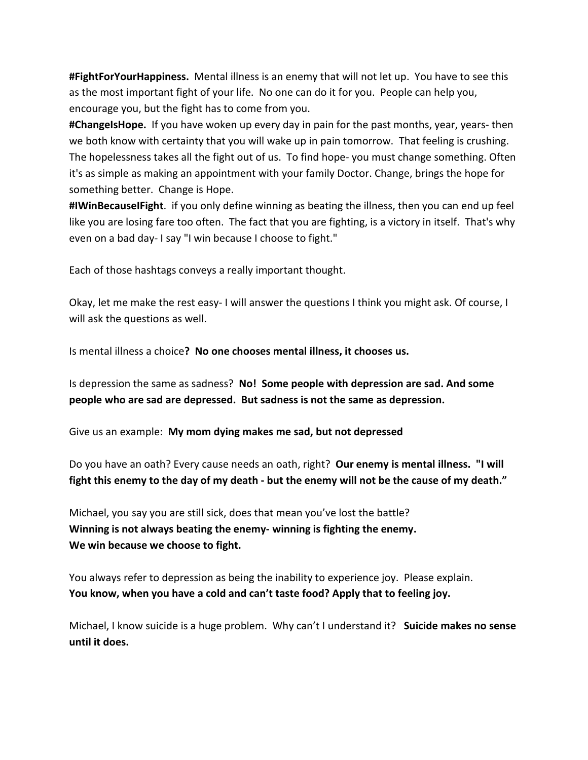**#FightForYourHappiness.** Mental illness is an enemy that will not let up. You have to see this as the most important fight of your life. No one can do it for you. People can help you, encourage you, but the fight has to come from you.

**#ChangeIsHope.** If you have woken up every day in pain for the past months, year, years- then we both know with certainty that you will wake up in pain tomorrow. That feeling is crushing. The hopelessness takes all the fight out of us. To find hope- you must change something. Often it's as simple as making an appointment with your family Doctor. Change, brings the hope for something better. Change is Hope.

**#IWinBecauseIFight**. if you only define winning as beating the illness, then you can end up feel like you are losing fare too often. The fact that you are fighting, is a victory in itself. That's why even on a bad day- I say "I win because I choose to fight."

Each of those hashtags conveys a really important thought.

Okay, let me make the rest easy- I will answer the questions I think you might ask. Of course, I will ask the questions as well.

Is mental illness a choice**? No one chooses mental illness, it chooses us.**

Is depression the same as sadness? **No! Some people with depression are sad. And some people who are sad are depressed. But sadness is not the same as depression.**

Give us an example: **My mom dying makes me sad, but not depressed**

Do you have an oath? Every cause needs an oath, right? **Our enemy is mental illness. "I will fight this enemy to the day of my death - but the enemy will not be the cause of my death."**

Michael, you say you are still sick, does that mean you've lost the battle?
**Winning is not always beating the enemy- winning is fighting the enemy.**
**We win because we choose to fight.**

You always refer to depression as being the inability to experience joy. Please explain.
**You know, when you have a cold and can't taste food? Apply that to feeling joy.**

Michael, I know suicide is a huge problem. Why can't I understand it? **Suicide makes no sense until it does.**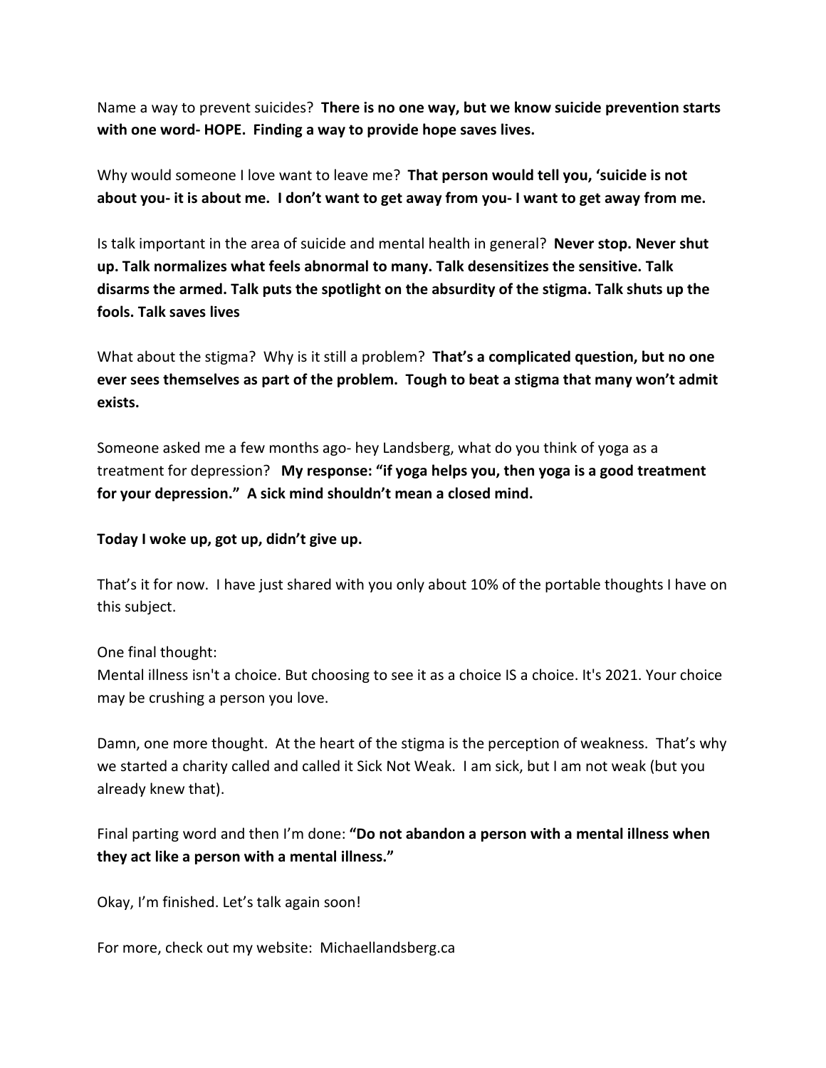Name a way to prevent suicides? **There is no one way, but we know suicide prevention starts with one word- HOPE. Finding a way to provide hope saves lives.**

Why would someone I love want to leave me? **That person would tell you, 'suicide is not about you- it is about me. I don't want to get away from you- I want to get away from me.**

Is talk important in the area of suicide and mental health in general? **Never stop. Never shut up. Talk normalizes what feels abnormal to many. Talk desensitizes the sensitive. Talk disarms the armed. Talk puts the spotlight on the absurdity of the stigma. Talk shuts up the fools. Talk saves lives**

What about the stigma? Why is it still a problem? **That's a complicated question, but no one ever sees themselves as part of the problem. Tough to beat a stigma that many won't admit exists.**

Someone asked me a few months ago- hey Landsberg, what do you think of yoga as a treatment for depression? **My response: "if yoga helps you, then yoga is a good treatment for your depression." A sick mind shouldn't mean a closed mind.**

**Today I woke up, got up, didn't give up.**

That's it for now. I have just shared with you only about 10% of the portable thoughts I have on this subject.

One final thought:
Mental illness isn't a choice. But choosing to see it as a choice IS a choice. It's 2021. Your choice may be crushing a person you love.

Damn, one more thought. At the heart of the stigma is the perception of weakness. That's why we started a charity called and called it Sick Not Weak. I am sick, but I am not weak (but you already knew that).

Final parting word and then I'm done: **"Do not abandon a person with a mental illness when they act like a person with a mental illness."**

Okay, I'm finished. Let's talk again soon!

For more, check out my website: Michaellandsberg.ca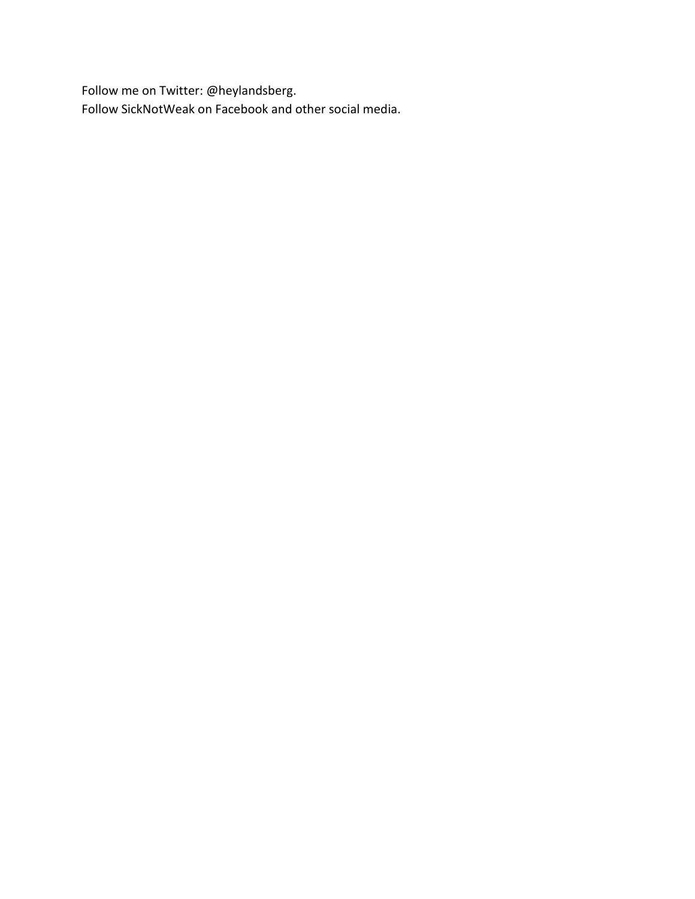Follow me on Twitter: @heylandsberg.
Follow SickNotWeak on Facebook and other social media.